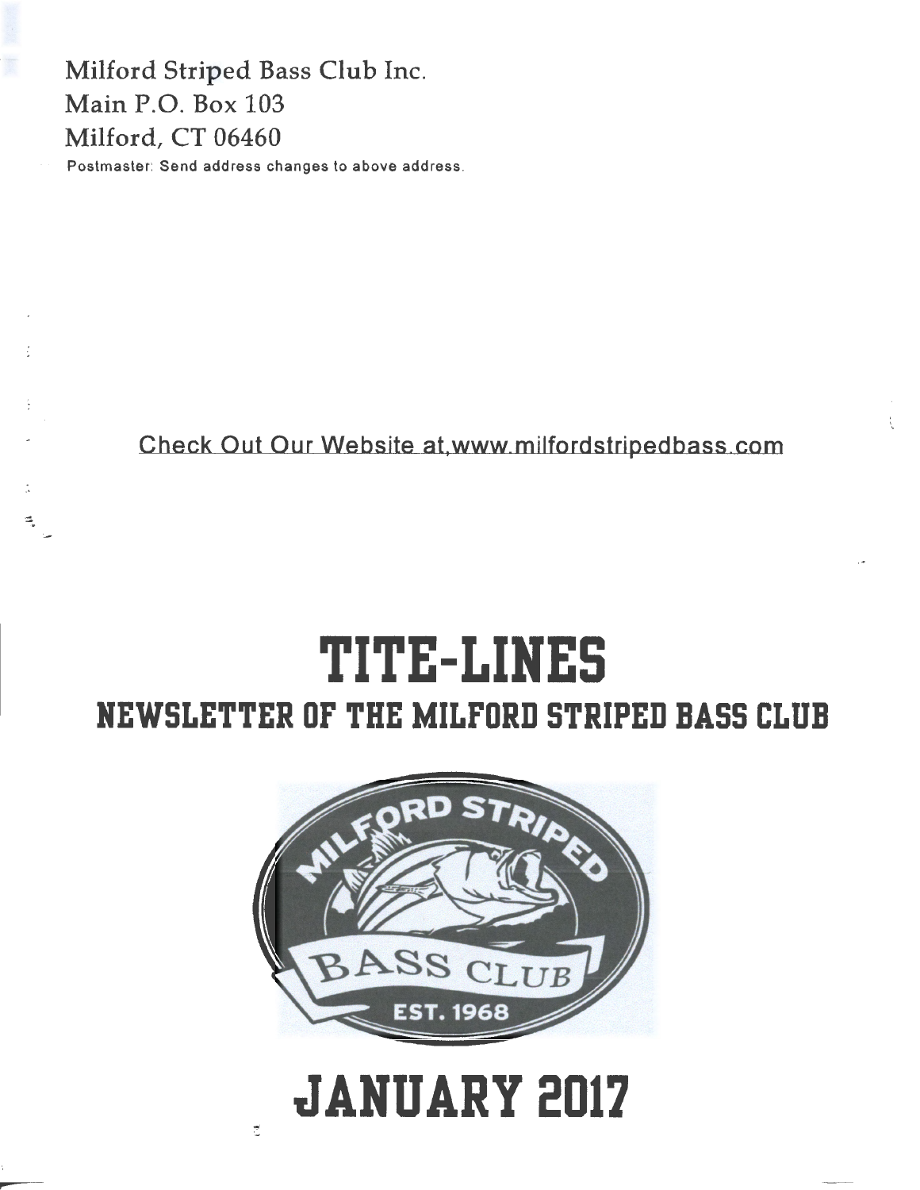Milford Striped Bass Club Inc.
Main P.O. Box 103
Milford, CT 06460

Postmaster: Send address changes to above address.

Check Out Our Website at,www.milfordstripedbass.com

# TITE-LINES

## NEWSLETTER OF THE MILFORD STRIPED BASS CLUB

# JANUARY 2017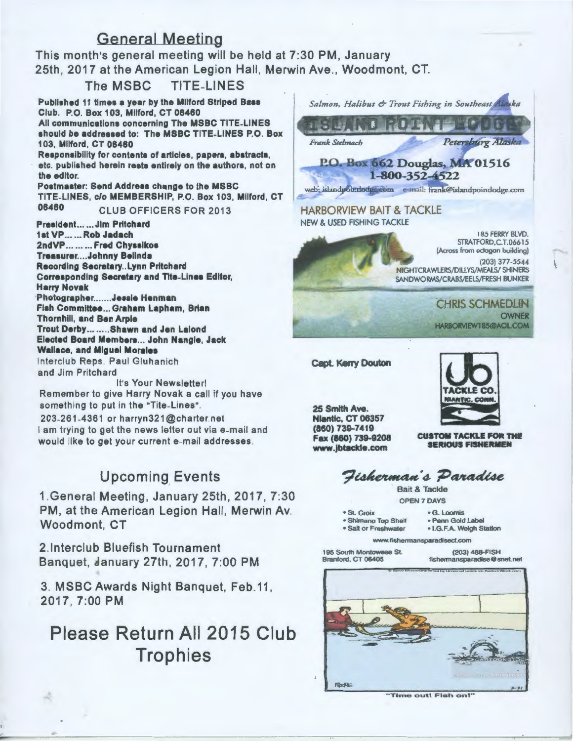## General Meeting

This month's general meeting will be held at 7:30 PM, January 25th, 2017 at the American Legion Hall, Merwin Ave., Woodmont, CT.

### The MSBC TITE-LINES

**Published 11 times a year by the Milford Striped Bass Club. P.O. Box 103, Milford, CT 06460**
**All communications concerning The MSBC TITE-LINES should be addressed to: The MSBC TITE-LINES P.O. Box 103, Milford, CT 06460**
**Responsibility for contents of articles, papers, abstracts, etc. published herein rests entirely on the authors, not on the editor.**
**Postmaster: Send Address change to the MSBC TITE-LINES, c/o MEMBERSHIP, P.O. Box 103, Milford, CT 06460**

CLUB OFFICERS FOR 2013

**President... ... Jim Pritchard**
**1st VP... ... Rob Jadach**
**2ndVP... ... ... Fred Chyssikos**
**Treasurer....Johnny Belinda**
**Recording Secretary..Lynn Pritchard**
**Corresponding Secretary and Tite-Lines Editor, Harry Novak**
**Photographer.......Jessie Henman**
**Fish Committee... Graham Lapham, Brian Thornhill, and Ben Arpie**
**Trout Derby... .....Shawn and Jen Lalond**
**Elected Board Members... John Nangle, Jack Wallace, and Miguel Morales**
Interclub Reps. Paul Gluhanich and Jim Pritchard

It's Your Newsletter!
Remember to give Harry Novak a call if you have something to put in the "Tite-Lines".
203-261-4361 or harryn321@charter.net
I am trying to get the news letter out via e-mail and would like to get your current e-mail addresses.

## Upcoming Events

1. General Meeting, January 25th, 2017, 7:30 PM, at the American Legion Hall, Merwin Av. Woodmont, CT

2. Interclub Bluefish Tournament Banquet, January 27th, 2017, 7:00 PM

3. MSBC Awards Night Banquet, Feb.11, 2017, 7:00 PM

# Please Return All 2015 Club Trophies

*Salmon, Halibut & Trout Fishing in Southeast Alaska*
ISLAND POINT LODGE
Frank Stelmach — Petersburg Alaska
P.O. Box 662 Douglas, MA 01516
1-800-352-4522
web: islandpointlodge.com e-mail: frank@islandpointlodge.com

HARBORVIEW BAIT & TACKLE
NEW & USED FISHING TACKLE
185 FERRY BLVD. STRATFORD,C.T.06615 (Across from octagon building)
(203) 377-5544
NIGHTCRAWLERS/DILLYS/MEALS/ SHINERS SANDWORMS/CRABS/EELS/FRESH BUNKER
CHRIS SCHMEDLIN
OWNER
HARBORVIEW185@AOL.COM

**Capt. Kerry Douton**
**25 Smith Ave.**
**Niantic, CT 06357**
**(860) 739-7419**
**Fax (860) 739-9208**
**www.jbtackle.com**
JB TACKLE CO. NIANTIC, CONN.
**CUSTOM TACKLE FOR THE SERIOUS FISHERMEN**

*Fisherman's Paradise*
Bait & Tackle
OPEN 7 DAYS
- St. Croix
- Shimano Top Shelf
- Salt or Freshwater
- G. Loomis
- Penn Gold Label
- I.G.F.A. Weigh Station

www.fishermansparadisect.com
195 South Montowese St. Branford, CT 06405
(203) 488-FISH
fishermansparadise@snet.net

"Time out! Fish on!"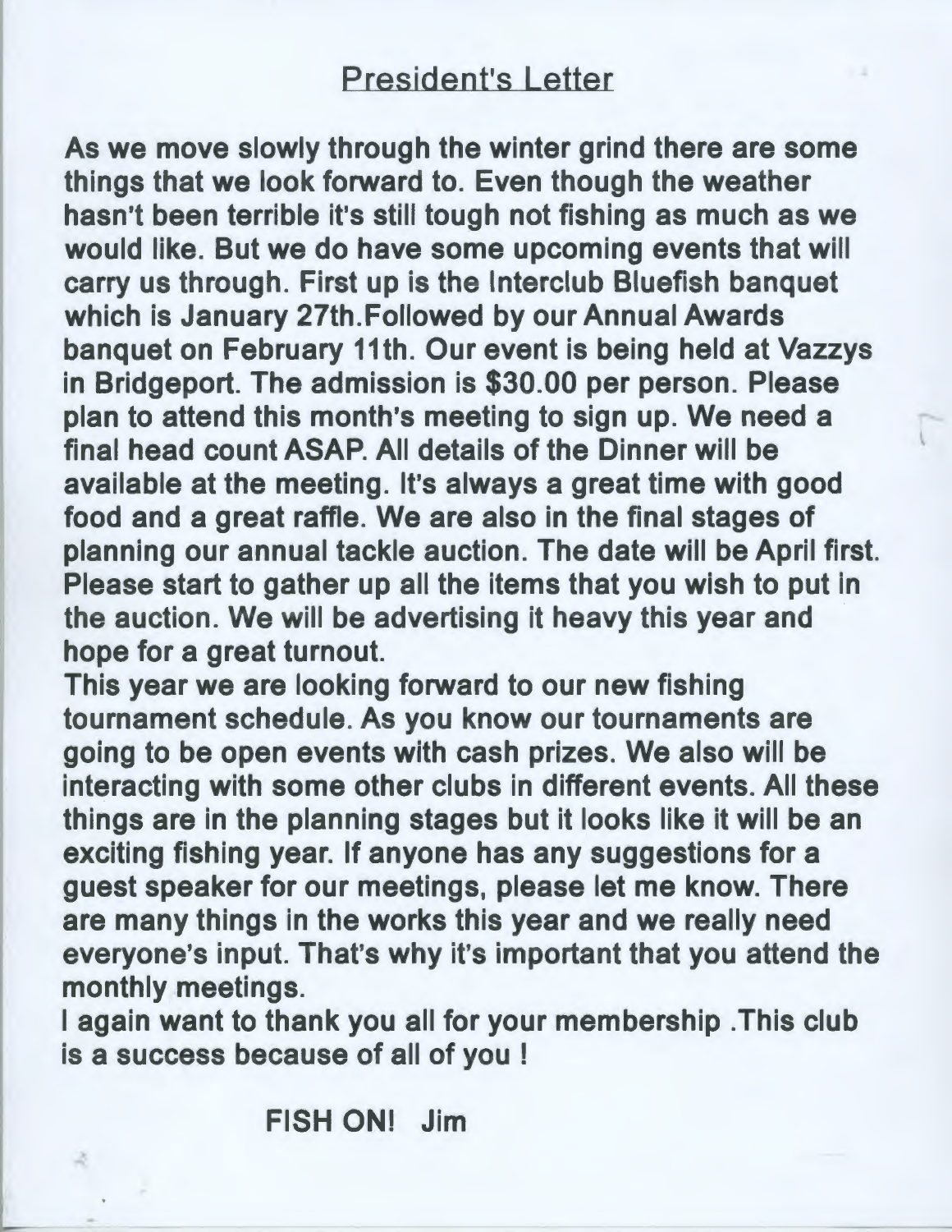## President's Letter

**As we move slowly through the winter grind there are some things that we look forward to. Even though the weather hasn't been terrible it's still tough not fishing as much as we would like. But we do have some upcoming events that will carry us through. First up is the Interclub Bluefish banquet which is January 27th.Followed by our Annual Awards banquet on February 11th. Our event is being held at Vazzys in Bridgeport. The admission is $30.00 per person. Please plan to attend this month's meeting to sign up. We need a final head count ASAP. All details of the Dinner will be available at the meeting. It's always a great time with good food and a great raffle. We are also in the final stages of planning our annual tackle auction. The date will be April first. Please start to gather up all the items that you wish to put in the auction. We will be advertising it heavy this year and hope for a great turnout.**

**This year we are looking forward to our new fishing tournament schedule. As you know our tournaments are going to be open events with cash prizes. We also will be interacting with some other clubs in different events. All these things are in the planning stages but it looks like it will be an exciting fishing year. If anyone has any suggestions for a guest speaker for our meetings, please let me know. There are many things in the works this year and we really need everyone's input. That's why it's important that you attend the monthly meetings.**

**I again want to thank you all for your membership .This club is a success because of all of you !**

**FISH ON! Jim**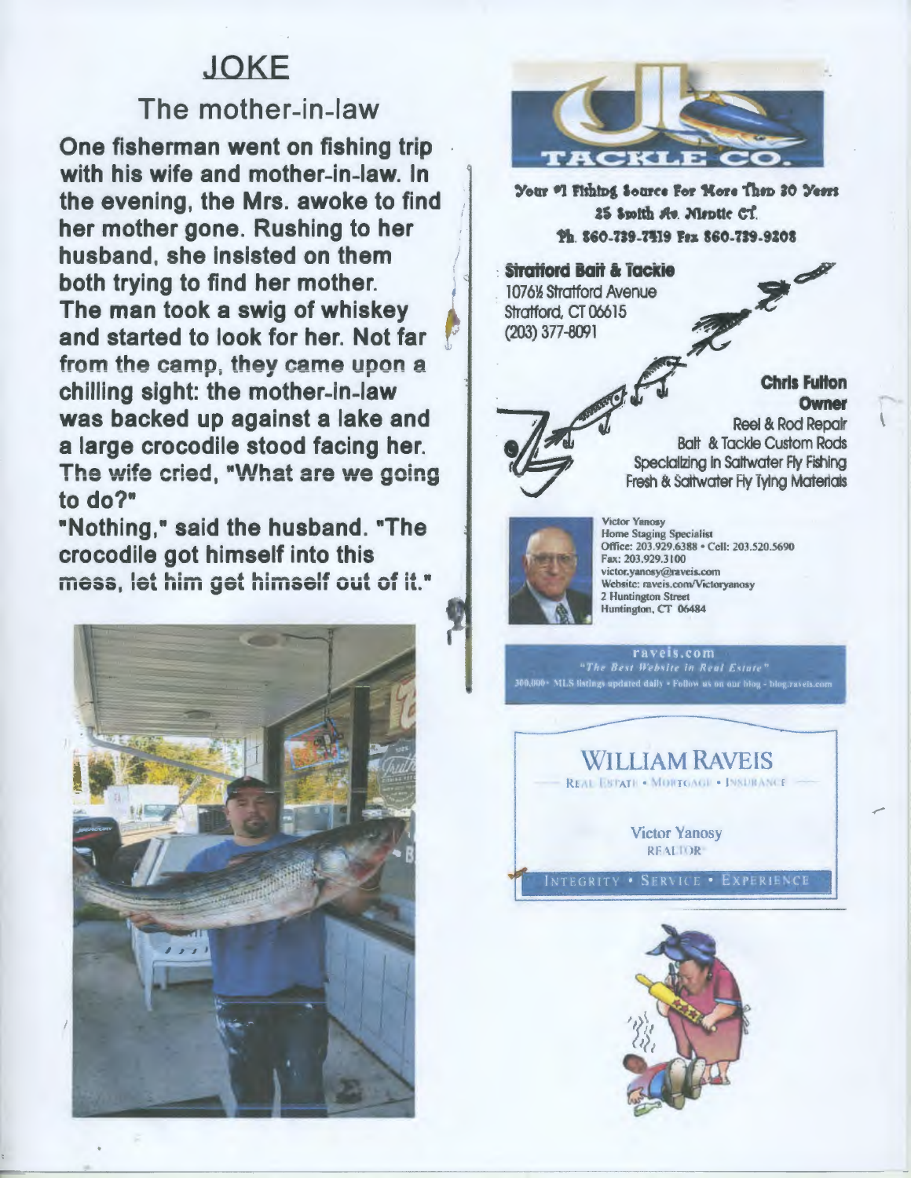# JOKE

## The mother-in-law

**One fisherman went on fishing trip with his wife and mother-in-law. In the evening, the Mrs. awoke to find her mother gone. Rushing to her husband, she insisted on them both trying to find her mother. The man took a swig of whiskey and started to look for her. Not far from the camp, they came upon a chilling sight: the mother-in-law was backed up against a lake and a large crocodile stood facing her. The wife cried, "What are we going to do?"**

**"Nothing," said the husband. "The crocodile got himself into this mess, let him get himself out of it."**

JB TACKLE CO.

Your #1 Fishing Source For More Than 30 Years
25 Smith Av. Mystic CT.
Ph. 860-739-7519 Fax 860-739-9208

**Stratford Bait & Tackle**
1076½ Stratford Avenue
Stratford, CT 06615
(203) 377-8091

**Chris Fulton**
**Owner**
Reel & Rod Repair
Bait & Tackle Custom Rods
Specializing in Saltwater Fly Fishing
Fresh & Saltwater Fly Tying Materials

Victor Yanosy
Home Staging Specialist
Office: 203.929.6388 • Cell: 203.520.5690
Fax: 203.929.3100
victor.yanosy@raveis.com
Website: raveis.com/Victoryanosy
2 Huntington Street
Huntington, CT 06484

raveis.com
*"The Best Website in Real Estate"*
300,000+ MLS listings updated daily • Follow us on our blog - blog.raveis.com

WILLIAM RAVEIS
REAL ESTATE • MORTGAGE • INSURANCE

Victor Yanosy
REALTOR®

INTEGRITY • SERVICE • EXPERIENCE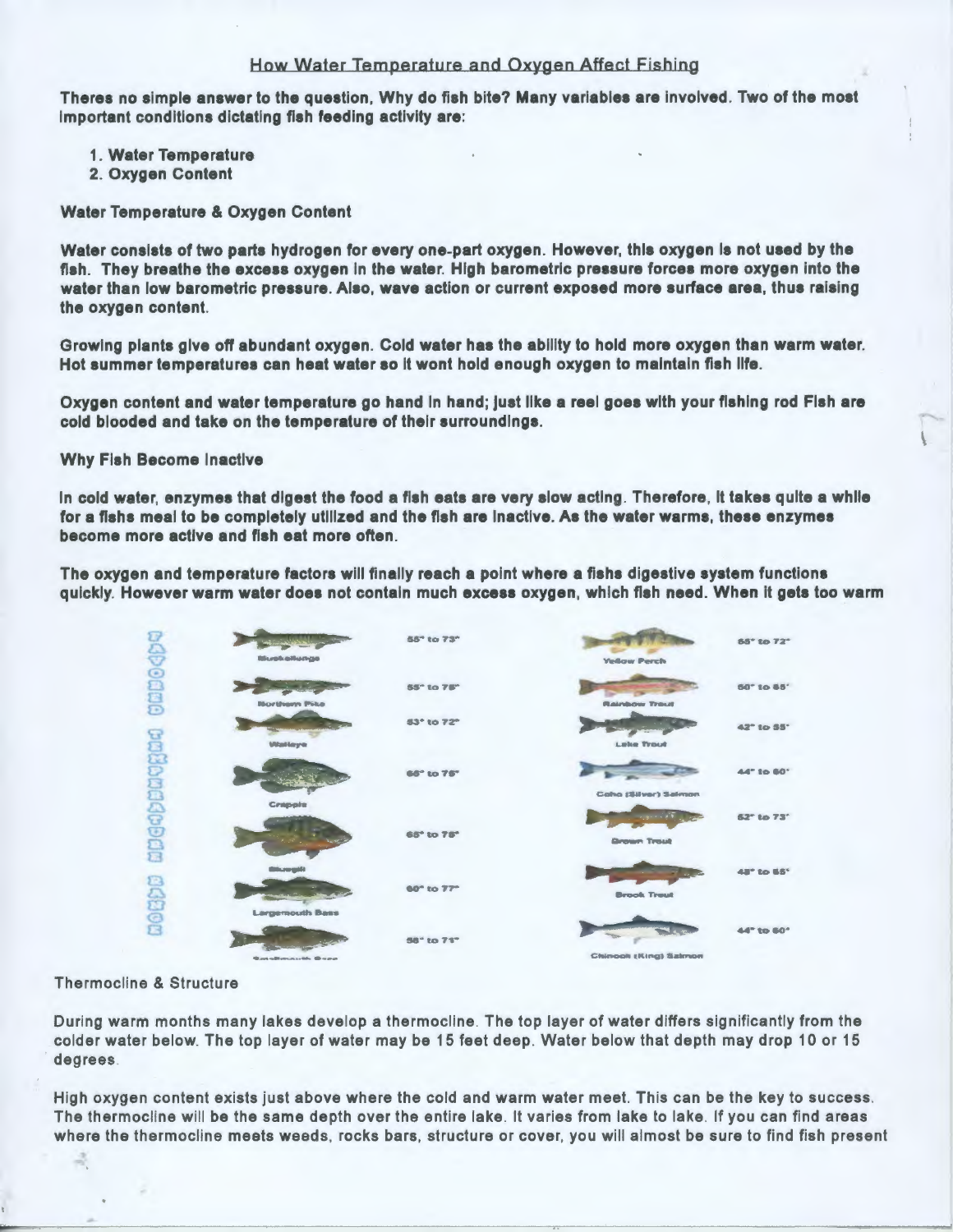## How Water Temperature and Oxygen Affect Fishing

**Theres no simple answer to the question, Why do fish bite? Many variables are involved. Two of the most important conditions dictating fish feeding activity are:**

1. **Water Temperature**
2. **Oxygen Content**

**Water Temperature & Oxygen Content**

**Water consists of two parts hydrogen for every one-part oxygen. However, this oxygen is not used by the fish. They breathe the excess oxygen in the water. High barometric pressure forces more oxygen into the water than low barometric pressure. Also, wave action or current exposed more surface area, thus raising the oxygen content.**

**Growing plants give off abundant oxygen. Cold water has the ability to hold more oxygen than warm water. Hot summer temperatures can heat water so it wont hold enough oxygen to maintain fish life.**

**Oxygen content and water temperature go hand in hand; just like a reel goes with your fishing rod Fish are cold blooded and take on the temperature of their surroundings.**

**Why Fish Become Inactive**

**In cold water, enzymes that digest the food a fish eats are very slow acting. Therefore, it takes quite a while for a fishs meal to be completely utilized and the fish are inactive. As the water warms, these enzymes become more active and fish eat more often.**

**The oxygen and temperature factors will finally reach a point where a fishs digestive system functions quickly. However warm water does not contain much excess oxygen, which fish need. When it gets too warm**

**FAVORED TEMPERATURE RANGE**

| Fish | Range | Fish | Range |
|---|---|---|---|
| Muskellunge | 55° to 73° | Yellow Perch | 65° to 72° |
| Northern Pike | 55° to 76° | Rainbow Trout | 60° to 65° |
| Walleye | 53° to 72° | Lake Trout | 42° to 55° |
| Crappie | 66° to 76° | Coho (Silver) Salmon | 44° to 60° |
| Bluegill | 65° to 75° | Brown Trout | 52° to 73° |
| Largemouth Bass | 60° to 77° | Brook Trout | 48° to 65° |
| Smallmouth Bass | 58° to 71° | Chinook (King) Salmon | 44° to 60° |

Thermocline & Structure

During warm months many lakes develop a thermocline. The top layer of water differs significantly from the colder water below. The top layer of water may be 15 feet deep. Water below that depth may drop 10 or 15 degrees.

High oxygen content exists just above where the cold and warm water meet. This can be the key to success. The thermocline will be the same depth over the entire lake. It varies from lake to lake. If you can find areas where the thermocline meets weeds, rocks bars, structure or cover, you will almost be sure to find fish present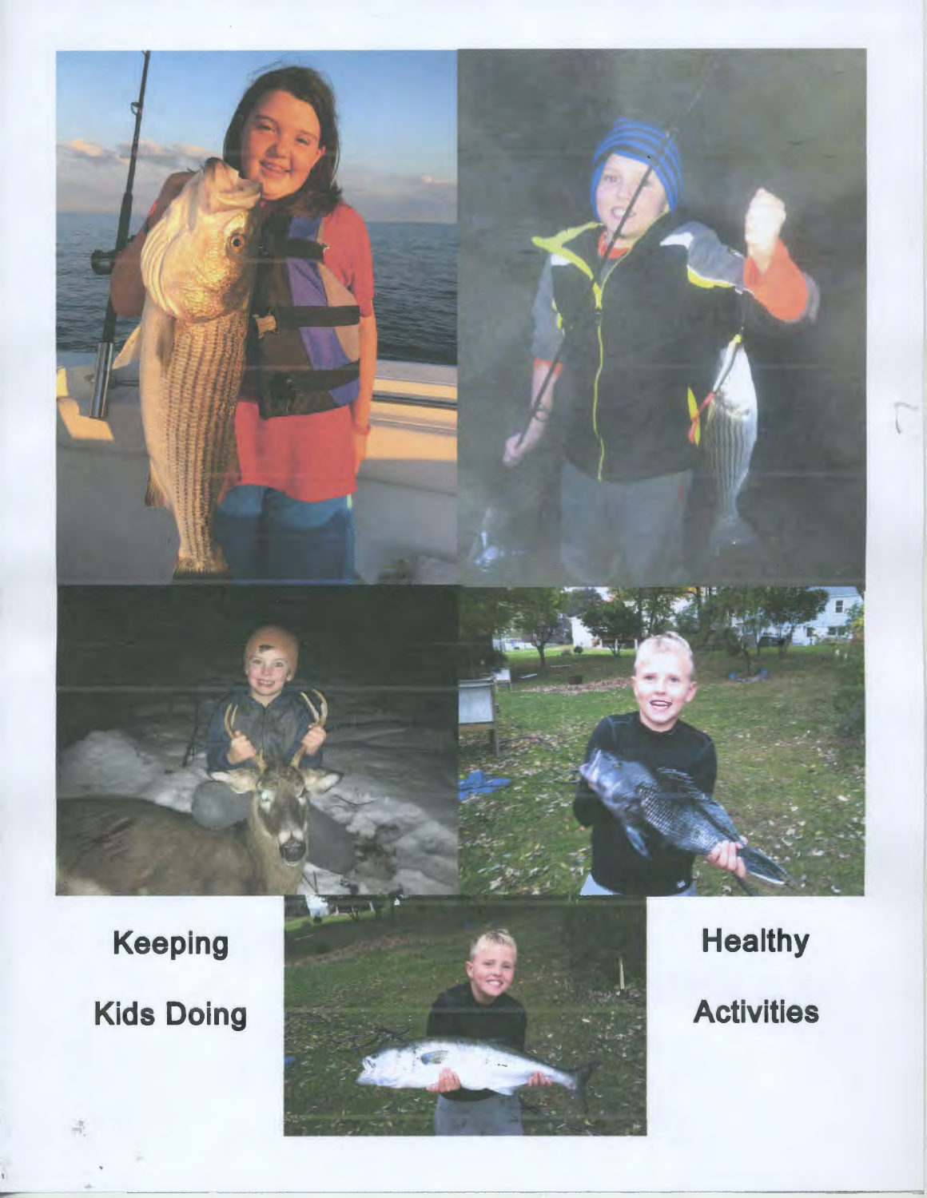Keeping Kids Doing Healthy Activities